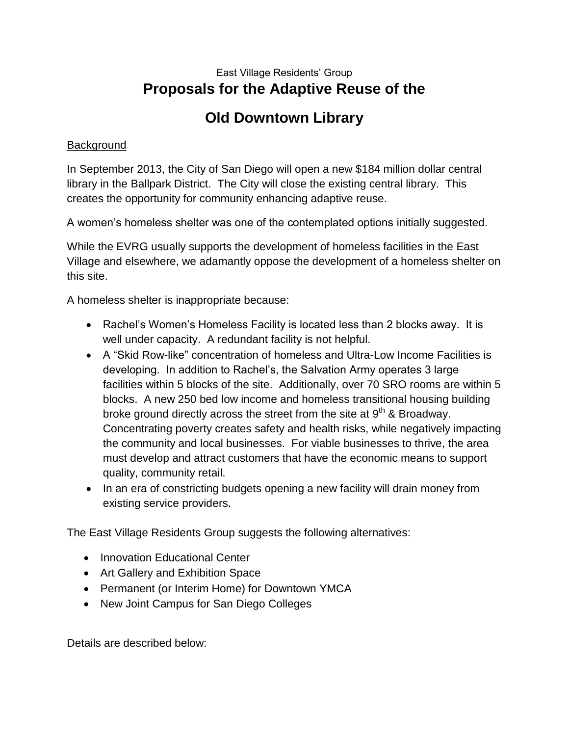East Village Residents' Group

# Proposals for the Adaptive Reuse of the Old Downtown Library

Background

In September 2013, the City of San Diego will open a new $184 million dollar central library in the Ballpark District. The City will close the existing central library. This creates the opportunity for community enhancing adaptive reuse.

A women's homeless shelter was one of the contemplated options initially suggested.

While the EVRG usually supports the development of homeless facilities in the East Village and elsewhere, we adamantly oppose the development of a homeless shelter on this site.

A homeless shelter is inappropriate because:

- Rachel's Women's Homeless Facility is located less than 2 blocks away. It is well under capacity. A redundant facility is not helpful.
- A "Skid Row-like" concentration of homeless and Ultra-Low Income Facilities is developing. In addition to Rachel's, the Salvation Army operates 3 large facilities within 5 blocks of the site. Additionally, over 70 SRO rooms are within 5 blocks. A new 250 bed low income and homeless transitional housing building broke ground directly across the street from the site at 9th & Broadway. Concentrating poverty creates safety and health risks, while negatively impacting the community and local businesses. For viable businesses to thrive, the area must develop and attract customers that have the economic means to support quality, community retail.
- In an era of constricting budgets opening a new facility will drain money from existing service providers.

The East Village Residents Group suggests the following alternatives:

- Innovation Educational Center
- Art Gallery and Exhibition Space
- Permanent (or Interim Home) for Downtown YMCA
- New Joint Campus for San Diego Colleges

Details are described below: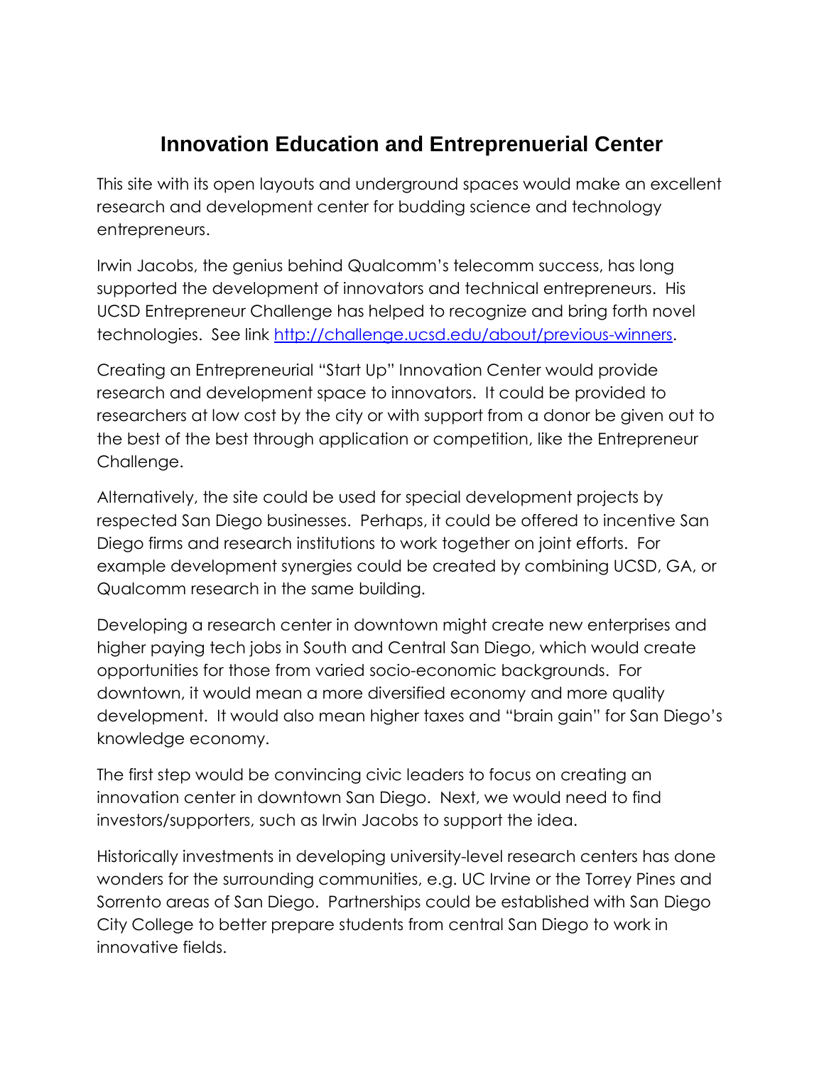# Innovation Education and Entreprenuerial Center

This site with its open layouts and underground spaces would make an excellent research and development center for budding science and technology entrepreneurs.

Irwin Jacobs, the genius behind Qualcomm's telecomm success, has long supported the development of innovators and technical entrepreneurs. His UCSD Entrepreneur Challenge has helped to recognize and bring forth novel technologies. See link [http://challenge.ucsd.edu/about/previous-winners](http://challenge.ucsd.edu/about/previous-winners).

Creating an Entrepreneurial "Start Up" Innovation Center would provide research and development space to innovators. It could be provided to researchers at low cost by the city or with support from a donor be given out to the best of the best through application or competition, like the Entrepreneur Challenge.

Alternatively, the site could be used for special development projects by respected San Diego businesses. Perhaps, it could be offered to incentive San Diego firms and research institutions to work together on joint efforts. For example development synergies could be created by combining UCSD, GA, or Qualcomm research in the same building.

Developing a research center in downtown might create new enterprises and higher paying tech jobs in South and Central San Diego, which would create opportunities for those from varied socio-economic backgrounds. For downtown, it would mean a more diversified economy and more quality development. It would also mean higher taxes and "brain gain" for San Diego's knowledge economy.

The first step would be convincing civic leaders to focus on creating an innovation center in downtown San Diego. Next, we would need to find investors/supporters, such as Irwin Jacobs to support the idea.

Historically investments in developing university-level research centers has done wonders for the surrounding communities, e.g. UC Irvine or the Torrey Pines and Sorrento areas of San Diego. Partnerships could be established with San Diego City College to better prepare students from central San Diego to work in innovative fields.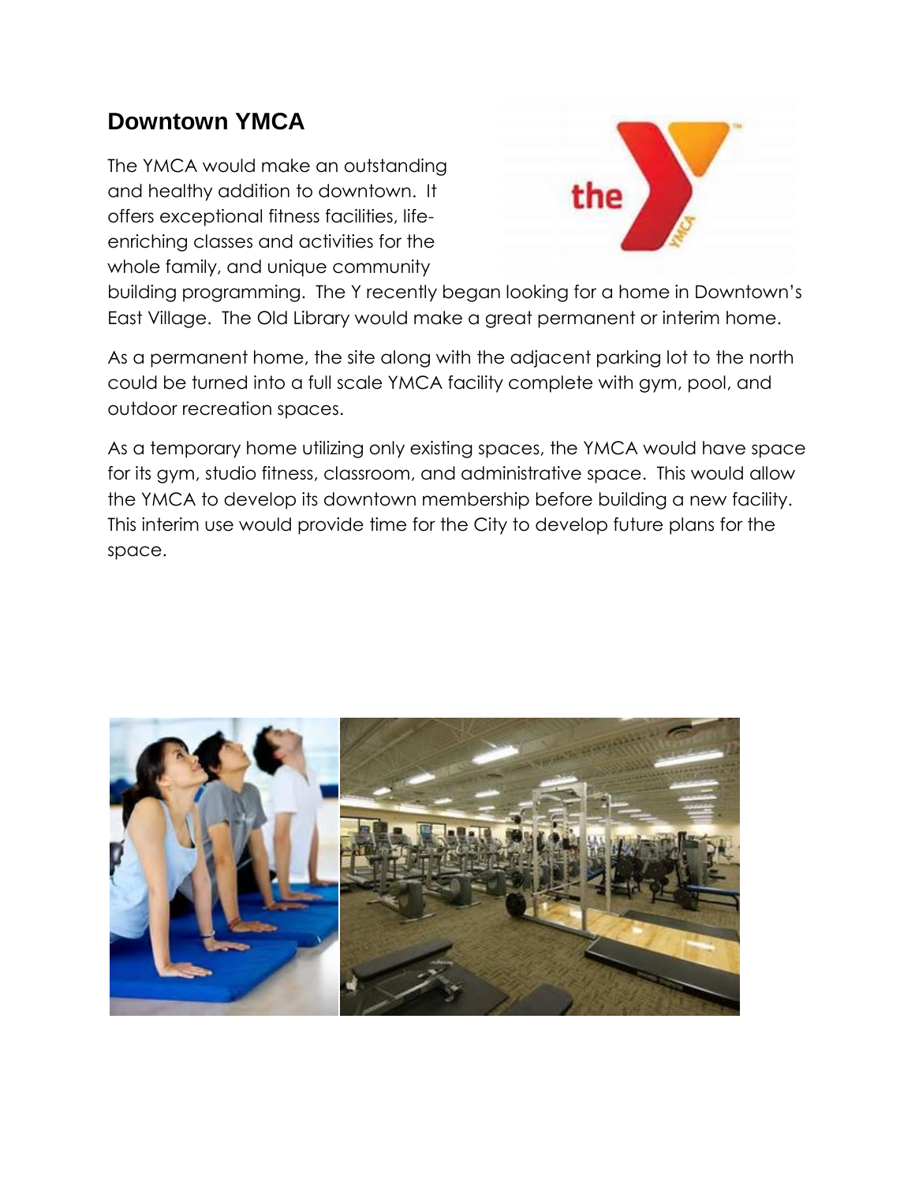## Downtown YMCA

The YMCA would make an outstanding and healthy addition to downtown. It offers exceptional fitness facilities, life-enriching classes and activities for the whole family, and unique community building programming. The Y recently began looking for a home in Downtown's East Village. The Old Library would make a great permanent or interim home.

As a permanent home, the site along with the adjacent parking lot to the north could be turned into a full scale YMCA facility complete with gym, pool, and outdoor recreation spaces.

As a temporary home utilizing only existing spaces, the YMCA would have space for its gym, studio fitness, classroom, and administrative space. This would allow the YMCA to develop its downtown membership before building a new facility. This interim use would provide time for the City to develop future plans for the space.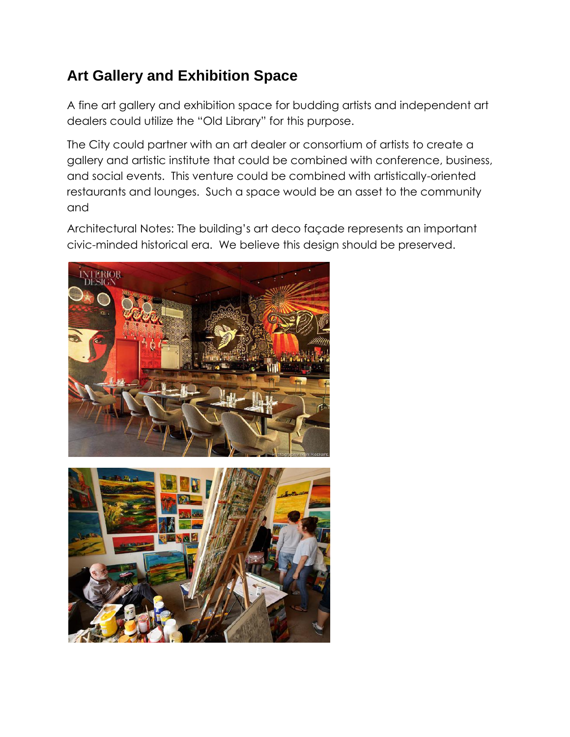## Art Gallery and Exhibition Space

A fine art gallery and exhibition space for budding artists and independent art dealers could utilize the "Old Library" for this purpose.

The City could partner with an art dealer or consortium of artists to create a gallery and artistic institute that could be combined with conference, business, and social events. This venture could be combined with artistically-oriented restaurants and lounges. Such a space would be an asset to the community and

Architectural Notes: The building's art deco façade represents an important civic-minded historical era. We believe this design should be preserved.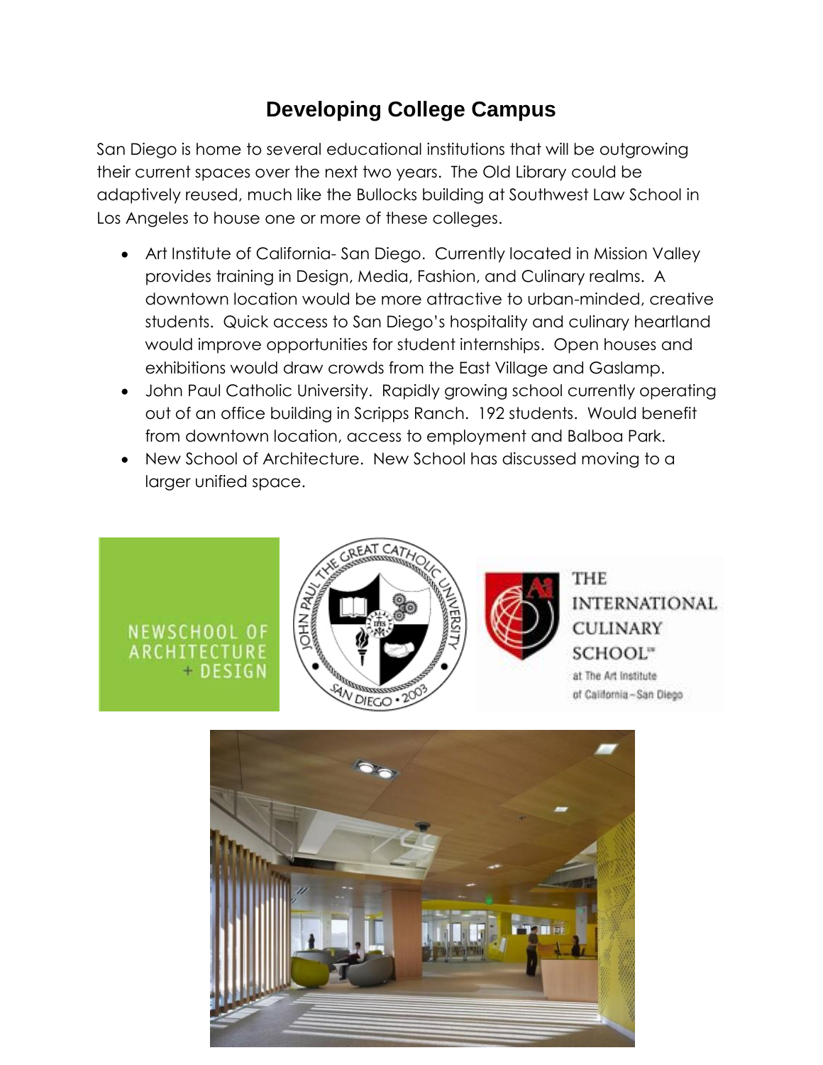# Developing College Campus

San Diego is home to several educational institutions that will be outgrowing their current spaces over the next two years. The Old Library could be adaptively reused, much like the Bullocks building at Southwest Law School in Los Angeles to house one or more of these colleges.

- Art Institute of California- San Diego. Currently located in Mission Valley provides training in Design, Media, Fashion, and Culinary realms. A downtown location would be more attractive to urban-minded, creative students. Quick access to San Diego's hospitality and culinary heartland would improve opportunities for student internships. Open houses and exhibitions would draw crowds from the East Village and Gaslamp.
- John Paul Catholic University. Rapidly growing school currently operating out of an office building in Scripps Ranch. 192 students. Would benefit from downtown location, access to employment and Balboa Park.
- New School of Architecture. New School has discussed moving to a larger unified space.